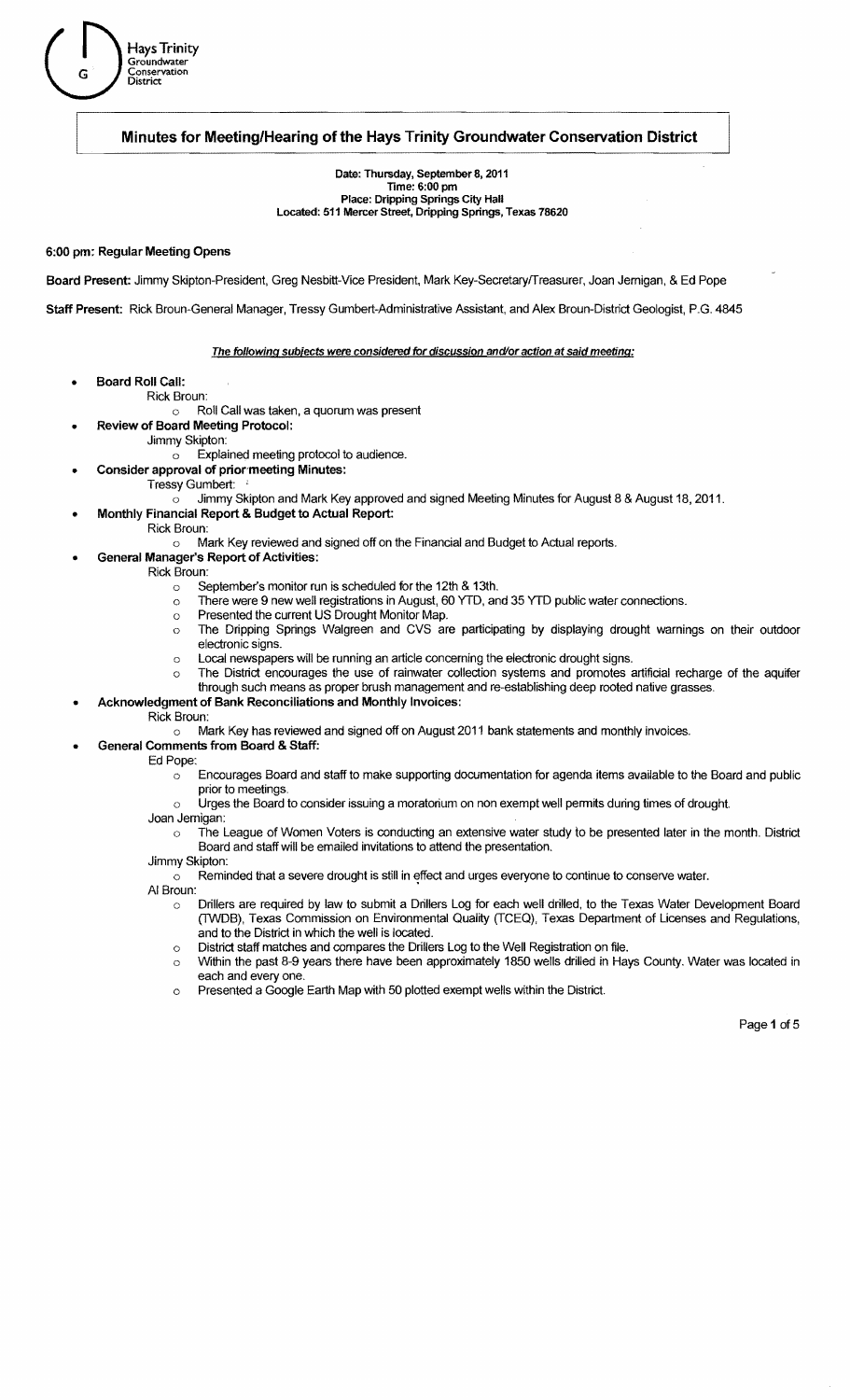Hays Trinity Groundwater Conservation District

# Minutes for Meeting/Hearing of the Hays Trinity Groundwater Conservation District

**Date: Thursday, September 8, 2011**
**Time: 6:00 pm**
**Place: Dripping Springs City Hall**
**Located: 511 Mercer Street, Dripping Springs, Texas 78620**

**6:00 pm: Regular Meeting Opens**

**Board Present:** Jimmy Skipton-President, Greg Nesbitt-Vice President, Mark Key-Secretary/Treasurer, Joan Jernigan, & Ed Pope

**Staff Present:** Rick Broun-General Manager, Tressy Gumbert-Administrative Assistant, and Alex Broun-District Geologist, P.G. 4845

***The following subjects were considered for discussion and/or action at said meeting:***

- **Board Roll Call:**
  - Rick Broun:
    - Roll Call was taken, a quorum was present
- **Review of Board Meeting Protocol:**
  - Jimmy Skipton:
    - Explained meeting protocol to audience.
- **Consider approval of prior meeting Minutes:**
  - Tressy Gumbert:
    - Jimmy Skipton and Mark Key approved and signed Meeting Minutes for August 8 & August 18, 2011.
- **Monthly Financial Report & Budget to Actual Report:**
  - Rick Broun:
    - Mark Key reviewed and signed off on the Financial and Budget to Actual reports.
- **General Manager's Report of Activities:**
  - Rick Broun:
    - September's monitor run is scheduled for the 12th & 13th.
    - There were 9 new well registrations in August, 60 YTD, and 35 YTD public water connections.
    - Presented the current US Drought Monitor Map.
    - The Dripping Springs Walgreen and CVS are participating by displaying drought warnings on their outdoor electronic signs.
    - Local newspapers will be running an article concerning the electronic drought signs.
    - The District encourages the use of rainwater collection systems and promotes artificial recharge of the aquifer through such means as proper brush management and re-establishing deep rooted native grasses.
- **Acknowledgment of Bank Reconciliations and Monthly Invoices:**
  - Rick Broun:
    - Mark Key has reviewed and signed off on August 2011 bank statements and monthly invoices.
- **General Comments from Board & Staff:**
  - Ed Pope:
    - Encourages Board and staff to make supporting documentation for agenda items available to the Board and public prior to meetings.
    - Urges the Board to consider issuing a moratorium on non exempt well permits during times of drought.
  - Joan Jernigan:
    - The League of Women Voters is conducting an extensive water study to be presented later in the month. District Board and staff will be emailed invitations to attend the presentation.
  - Jimmy Skipton:
    - Reminded that a severe drought is still in effect and urges everyone to continue to conserve water.
  - Al Broun:
    - Drillers are required by law to submit a Drillers Log for each well drilled, to the Texas Water Development Board (TWDB), Texas Commission on Environmental Quality (TCEQ), Texas Department of Licenses and Regulations, and to the District in which the well is located.
    - District staff matches and compares the Drillers Log to the Well Registration on file.
    - Within the past 8-9 years there have been approximately 1850 wells drilled in Hays County. Water was located in each and every one.
    - Presented a Google Earth Map with 50 plotted exempt wells within the District.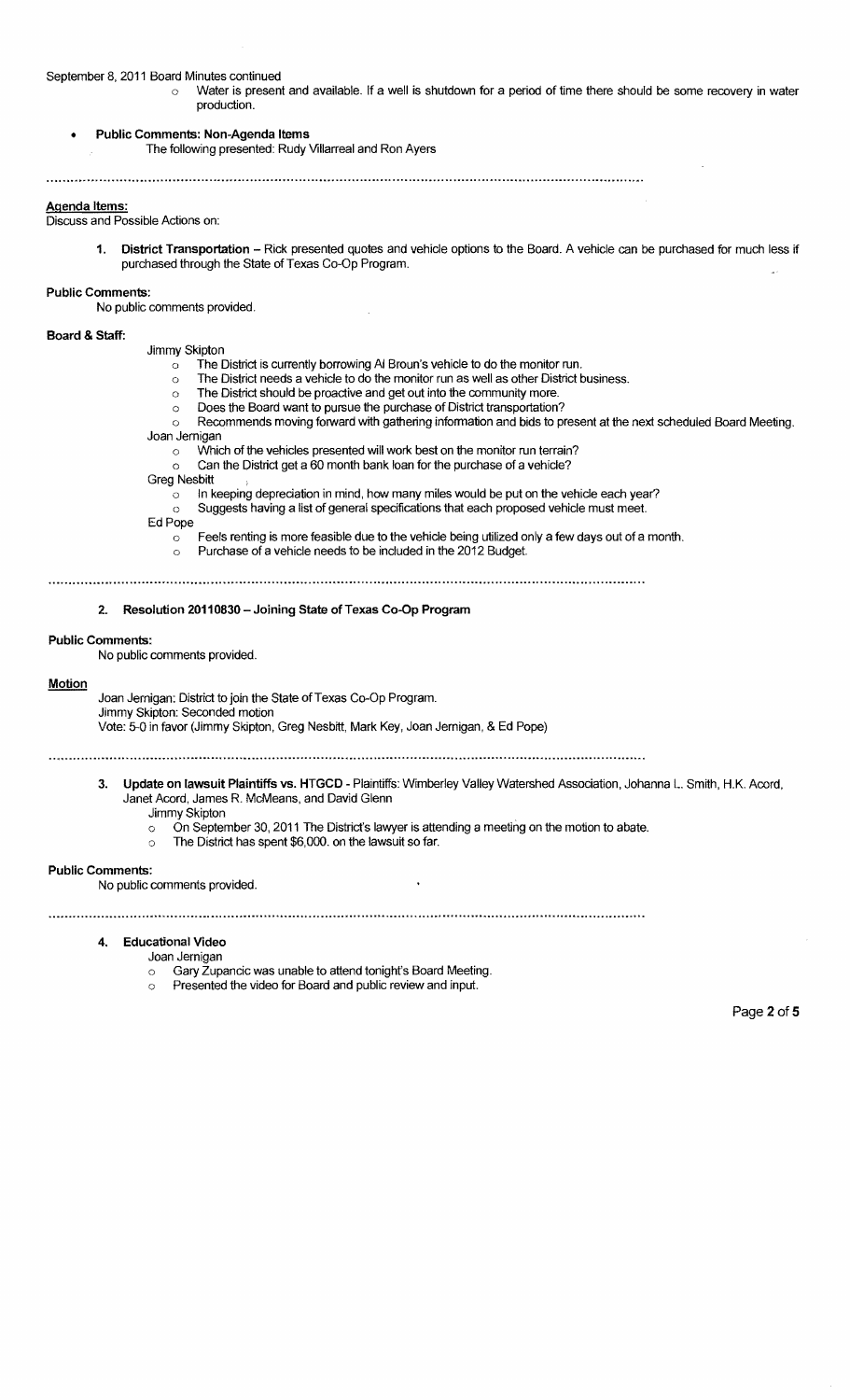September 8, 2011 Board Minutes continued

- Water is present and available. If a well is shutdown for a period of time there should be some recovery in water production.

- **Public Comments: Non-Agenda Items**
  The following presented: Rudy Villarreal and Ron Ayers

---

**Agenda Items:**

Discuss and Possible Actions on:

1. **District Transportation** – Rick presented quotes and vehicle options to the Board. A vehicle can be purchased for much less if purchased through the State of Texas Co-Op Program.

**Public Comments:**

No public comments provided.

**Board & Staff:**

Jimmy Skipton
- The District is currently borrowing Al Broun's vehicle to do the monitor run.
- The District needs a vehicle to do the monitor run as well as other District business.
- The District should be proactive and get out into the community more.
- Does the Board want to pursue the purchase of District transportation?
- Recommends moving forward with gathering information and bids to present at the next scheduled Board Meeting.

Joan Jernigan
- Which of the vehicles presented will work best on the monitor run terrain?
- Can the District get a 60 month bank loan for the purchase of a vehicle?

Greg Nesbitt
- In keeping depreciation in mind, how many miles would be put on the vehicle each year?
- Suggests having a list of general specifications that each proposed vehicle must meet.

Ed Pope
- Feels renting is more feasible due to the vehicle being utilized only a few days out of a month.
- Purchase of a vehicle needs to be included in the 2012 Budget.

---

2. **Resolution 20110830 – Joining State of Texas Co-Op Program**

**Public Comments:**

No public comments provided.

**Motion**

Joan Jernigan: District to join the State of Texas Co-Op Program.
Jimmy Skipton: Seconded motion
Vote: 5-0 in favor (Jimmy Skipton, Greg Nesbitt, Mark Key, Joan Jernigan, & Ed Pope)

---

3. **Update on lawsuit Plaintiffs vs. HTGCD** - Plaintiffs: Wimberley Valley Watershed Association, Johanna L. Smith, H.K. Acord, Janet Acord, James R. McMeans, and David Glenn

   Jimmy Skipton
   - On September 30, 2011 The District's lawyer is attending a meeting on the motion to abate.
   - The District has spent $6,000. on the lawsuit so far.

**Public Comments:**

No public comments provided.

---

4. **Educational Video**

   Joan Jernigan
   - Gary Zupancic was unable to attend tonight's Board Meeting.
   - Presented the video for Board and public review and input.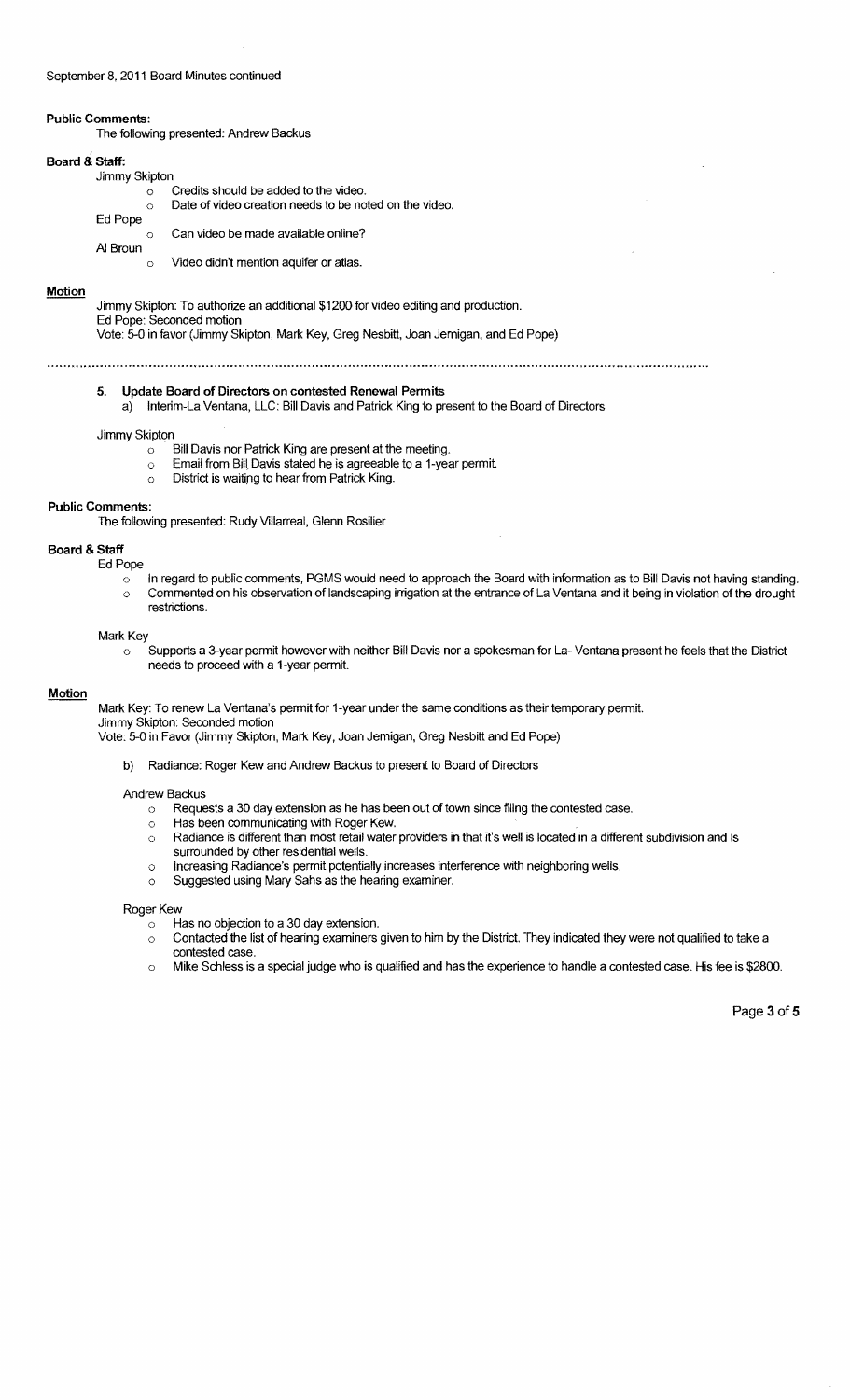September 8, 2011 Board Minutes continued

**Public Comments:**

The following presented: Andrew Backus

**Board & Staff:**

Jimmy Skipton

- Credits should be added to the video.
- Date of video creation needs to be noted on the video.

Ed Pope

- Can video be made available online?

Al Broun

- Video didn't mention aquifer or atlas.

**Motion**

Jimmy Skipton: To authorize an additional $1200 for video editing and production.
Ed Pope: Seconded motion
Vote: 5-0 in favor (Jimmy Skipton, Mark Key, Greg Nesbitt, Joan Jemigan, and Ed Pope)

---

**5. Update Board of Directors on contested Renewal Permits**

a) Interim-La Ventana, LLC: Bill Davis and Patrick King to present to the Board of Directors

Jimmy Skipton

- Bill Davis nor Patrick King are present at the meeting.
- Email from Bill Davis stated he is agreeable to a 1-year permit.
- District is waiting to hear from Patrick King.

**Public Comments:**

The following presented: Rudy Villarreal, Glenn Rosilier

**Board & Staff**

Ed Pope

- In regard to public comments, PGMS would need to approach the Board with information as to Bill Davis not having standing.
- Commented on his observation of landscaping irrigation at the entrance of La Ventana and it being in violation of the drought restrictions.

Mark Key

- Supports a 3-year permit however with neither Bill Davis nor a spokesman for La- Ventana present he feels that the District needs to proceed with a 1-year permit.

**Motion**

Mark Key: To renew La Ventana's permit for 1-year under the same conditions as their temporary permit.
Jimmy Skipton: Seconded motion
Vote: 5-0 in Favor (Jimmy Skipton, Mark Key, Joan Jemigan, Greg Nesbitt and Ed Pope)

b) Radiance: Roger Kew and Andrew Backus to present to Board of Directors

Andrew Backus

- Requests a 30 day extension as he has been out of town since filing the contested case.
- Has been communicating with Roger Kew.
- Radiance is different than most retail water providers in that it's well is located in a different subdivision and is surrounded by other residential wells.
- Increasing Radiance's permit potentially increases interference with neighboring wells.
- Suggested using Mary Sahs as the hearing examiner.

Roger Kew

- Has no objection to a 30 day extension.
- Contacted the list of hearing examiners given to him by the District. They indicated they were not qualified to take a contested case.
- Mike Schless is a special judge who is qualified and has the experience to handle a contested case. His fee is $2800.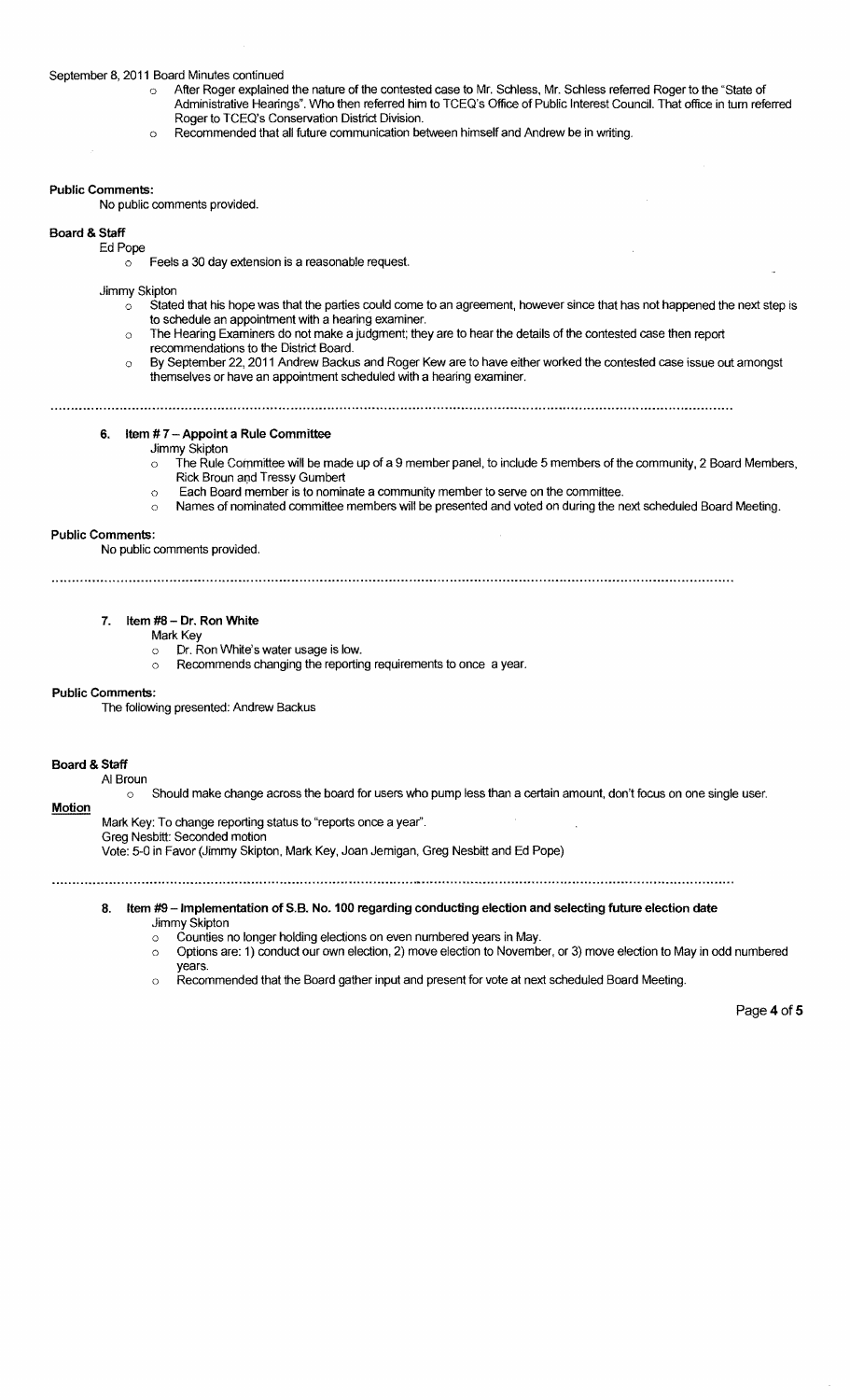September 8, 2011 Board Minutes continued

- After Roger explained the nature of the contested case to Mr. Schless, Mr. Schless referred Roger to the "State of Administrative Hearings". Who then referred him to TCEQ's Office of Public Interest Council. That office in turn referred Roger to TCEQ's Conservation District Division.
- Recommended that all future communication between himself and Andrew be in writing.

**Public Comments:**

No public comments provided.

**Board & Staff**

Ed Pope

- Feels a 30 day extension is a reasonable request.

Jimmy Skipton

- Stated that his hope was that the parties could come to an agreement, however since that has not happened the next step is to schedule an appointment with a hearing examiner.
- The Hearing Examiners do not make a judgment; they are to hear the details of the contested case then report recommendations to the District Board.
- By September 22, 2011 Andrew Backus and Roger Kew are to have either worked the contested case issue out amongst themselves or have an appointment scheduled with a hearing examiner.

---

**6. Item # 7 – Appoint a Rule Committee**

Jimmy Skipton

- The Rule Committee will be made up of a 9 member panel, to include 5 members of the community, 2 Board Members, Rick Broun and Tressy Gumbert
- Each Board member is to nominate a community member to serve on the committee.
- Names of nominated committee members will be presented and voted on during the next scheduled Board Meeting.

**Public Comments:**

No public comments provided.

---

**7. Item #8 – Dr. Ron White**

Mark Key

- Dr. Ron White's water usage is low.
- Recommends changing the reporting requirements to once a year.

**Public Comments:**

The following presented: Andrew Backus

**Board & Staff**

Al Broun

- Should make change across the board for users who pump less than a certain amount, don't focus on one single user.

**Motion**

Mark Key: To change reporting status to "reports once a year".
Greg Nesbitt: Seconded motion
Vote: 5-0 in Favor (Jimmy Skipton, Mark Key, Joan Jernigan, Greg Nesbitt and Ed Pope)

---

**8. Item #9 – Implementation of S.B. No. 100 regarding conducting election and selecting future election date**

Jimmy Skipton

- Counties no longer holding elections on even numbered years in May.
- Options are: 1) conduct our own election, 2) move election to November, or 3) move election to May in odd numbered years.
- Recommended that the Board gather input and present for vote at next scheduled Board Meeting.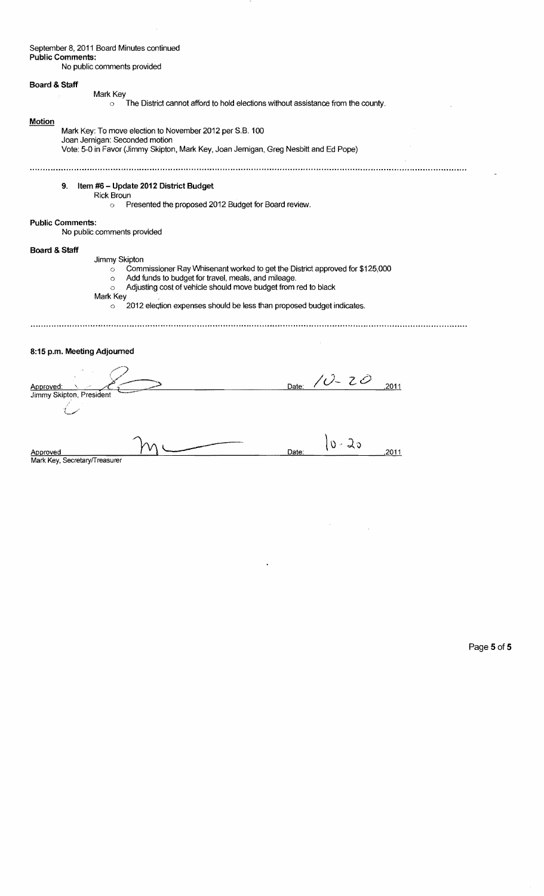September 8, 2011 Board Minutes continued

**Public Comments:**

No public comments provided

**Board & Staff**

Mark Key

- The District cannot afford to hold elections without assistance from the county.

**Motion**

Mark Key: To move election to November 2012 per S.B. 100

Joan Jernigan: Seconded motion

Vote: 5-0 in Favor (Jimmy Skipton, Mark Key, Joan Jernigan, Greg Nesbitt and Ed Pope)

---

**9. Item #6 – Update 2012 District Budget**

Rick Broun

- Presented the proposed 2012 Budget for Board review.

**Public Comments:**

No public comments provided

**Board & Staff**

Jimmy Skipton

- Commissioner Ray Whisenant worked to get the District approved for $125,000
- Add funds to budget for travel, meals, and mileage.
- Adjusting cost of vehicle should move budget from red to black

Mark Key

- 2012 election expenses should be less than proposed budget indicates.

---

**8:15 p.m. Meeting Adjourned**

Approved: [signature]
Jimmy Skipton, President

Date: 10-20, 2011

Approved [signature]
Mark Key, Secretary/Treasurer

Date: 10-20, 2011